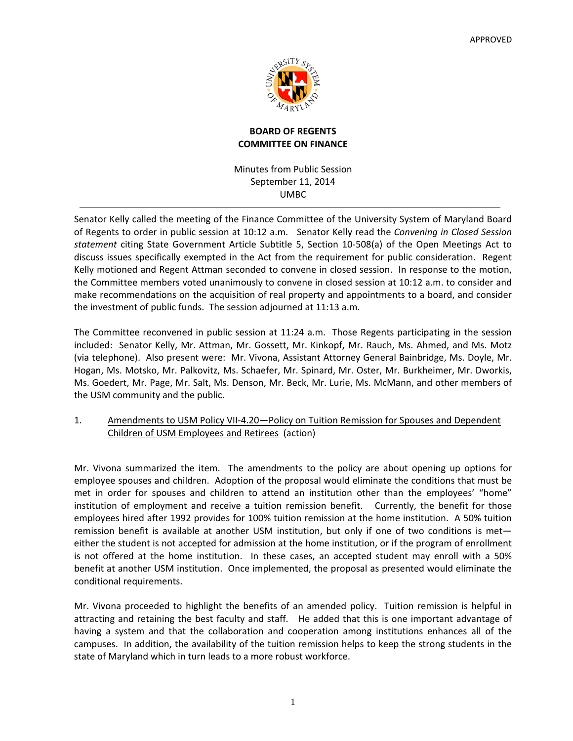APPROVED

**BOARD OF REGENTS**
**COMMITTEE ON FINANCE**

Minutes from Public Session
September 11, 2014
UMBC

---

Senator Kelly called the meeting of the Finance Committee of the University System of Maryland Board of Regents to order in public session at 10:12 a.m. Senator Kelly read the *Convening in Closed Session statement* citing State Government Article Subtitle 5, Section 10-508(a) of the Open Meetings Act to discuss issues specifically exempted in the Act from the requirement for public consideration. Regent Kelly motioned and Regent Attman seconded to convene in closed session. In response to the motion, the Committee members voted unanimously to convene in closed session at 10:12 a.m. to consider and make recommendations on the acquisition of real property and appointments to a board, and consider the investment of public funds. The session adjourned at 11:13 a.m.

The Committee reconvened in public session at 11:24 a.m. Those Regents participating in the session included: Senator Kelly, Mr. Attman, Mr. Gossett, Mr. Kinkopf, Mr. Rauch, Ms. Ahmed, and Ms. Motz (via telephone). Also present were: Mr. Vivona, Assistant Attorney General Bainbridge, Ms. Doyle, Mr. Hogan, Ms. Motsko, Mr. Palkovitz, Ms. Schaefer, Mr. Spinard, Mr. Oster, Mr. Burkheimer, Mr. Dworkis, Ms. Goedert, Mr. Page, Mr. Salt, Ms. Denson, Mr. Beck, Mr. Lurie, Ms. McMann, and other members of the USM community and the public.

1. Amendments to USM Policy VII-4.20—Policy on Tuition Remission for Spouses and Dependent Children of USM Employees and Retirees (action)

Mr. Vivona summarized the item. The amendments to the policy are about opening up options for employee spouses and children. Adoption of the proposal would eliminate the conditions that must be met in order for spouses and children to attend an institution other than the employees' "home" institution of employment and receive a tuition remission benefit. Currently, the benefit for those employees hired after 1992 provides for 100% tuition remission at the home institution. A 50% tuition remission benefit is available at another USM institution, but only if one of two conditions is met—either the student is not accepted for admission at the home institution, or if the program of enrollment is not offered at the home institution. In these cases, an accepted student may enroll with a 50% benefit at another USM institution. Once implemented, the proposal as presented would eliminate the conditional requirements.

Mr. Vivona proceeded to highlight the benefits of an amended policy. Tuition remission is helpful in attracting and retaining the best faculty and staff. He added that this is one important advantage of having a system and that the collaboration and cooperation among institutions enhances all of the campuses. In addition, the availability of the tuition remission helps to keep the strong students in the state of Maryland which in turn leads to a more robust workforce.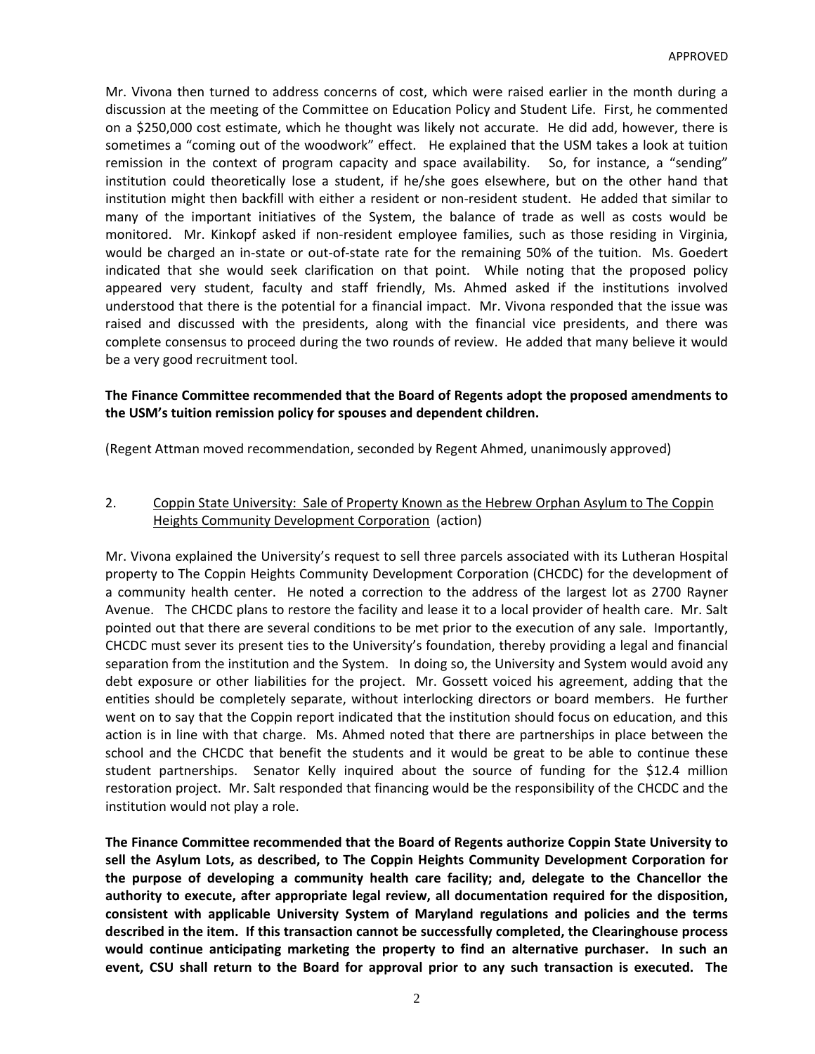Mr. Vivona then turned to address concerns of cost, which were raised earlier in the month during a discussion at the meeting of the Committee on Education Policy and Student Life. First, he commented on a $250,000 cost estimate, which he thought was likely not accurate. He did add, however, there is sometimes a "coming out of the woodwork" effect. He explained that the USM takes a look at tuition remission in the context of program capacity and space availability. So, for instance, a "sending" institution could theoretically lose a student, if he/she goes elsewhere, but on the other hand that institution might then backfill with either a resident or non-resident student. He added that similar to many of the important initiatives of the System, the balance of trade as well as costs would be monitored. Mr. Kinkopf asked if non-resident employee families, such as those residing in Virginia, would be charged an in-state or out-of-state rate for the remaining 50% of the tuition. Ms. Goedert indicated that she would seek clarification on that point. While noting that the proposed policy appeared very student, faculty and staff friendly, Ms. Ahmed asked if the institutions involved understood that there is the potential for a financial impact. Mr. Vivona responded that the issue was raised and discussed with the presidents, along with the financial vice presidents, and there was complete consensus to proceed during the two rounds of review. He added that many believe it would be a very good recruitment tool.

**The Finance Committee recommended that the Board of Regents adopt the proposed amendments to the USM's tuition remission policy for spouses and dependent children.**

(Regent Attman moved recommendation, seconded by Regent Ahmed, unanimously approved)

2. <u>Coppin State University: Sale of Property Known as the Hebrew Orphan Asylum to The Coppin Heights Community Development Corporation</u> (action)

Mr. Vivona explained the University's request to sell three parcels associated with its Lutheran Hospital property to The Coppin Heights Community Development Corporation (CHCDC) for the development of a community health center. He noted a correction to the address of the largest lot as 2700 Rayner Avenue. The CHCDC plans to restore the facility and lease it to a local provider of health care. Mr. Salt pointed out that there are several conditions to be met prior to the execution of any sale. Importantly, CHCDC must sever its present ties to the University's foundation, thereby providing a legal and financial separation from the institution and the System. In doing so, the University and System would avoid any debt exposure or other liabilities for the project. Mr. Gossett voiced his agreement, adding that the entities should be completely separate, without interlocking directors or board members. He further went on to say that the Coppin report indicated that the institution should focus on education, and this action is in line with that charge. Ms. Ahmed noted that there are partnerships in place between the school and the CHCDC that benefit the students and it would be great to be able to continue these student partnerships. Senator Kelly inquired about the source of funding for the $12.4 million restoration project. Mr. Salt responded that financing would be the responsibility of the CHCDC and the institution would not play a role.

**The Finance Committee recommended that the Board of Regents authorize Coppin State University to sell the Asylum Lots, as described, to The Coppin Heights Community Development Corporation for the purpose of developing a community health care facility; and, delegate to the Chancellor the authority to execute, after appropriate legal review, all documentation required for the disposition, consistent with applicable University System of Maryland regulations and policies and the terms described in the item. If this transaction cannot be successfully completed, the Clearinghouse process would continue anticipating marketing the property to find an alternative purchaser. In such an event, CSU shall return to the Board for approval prior to any such transaction is executed. The**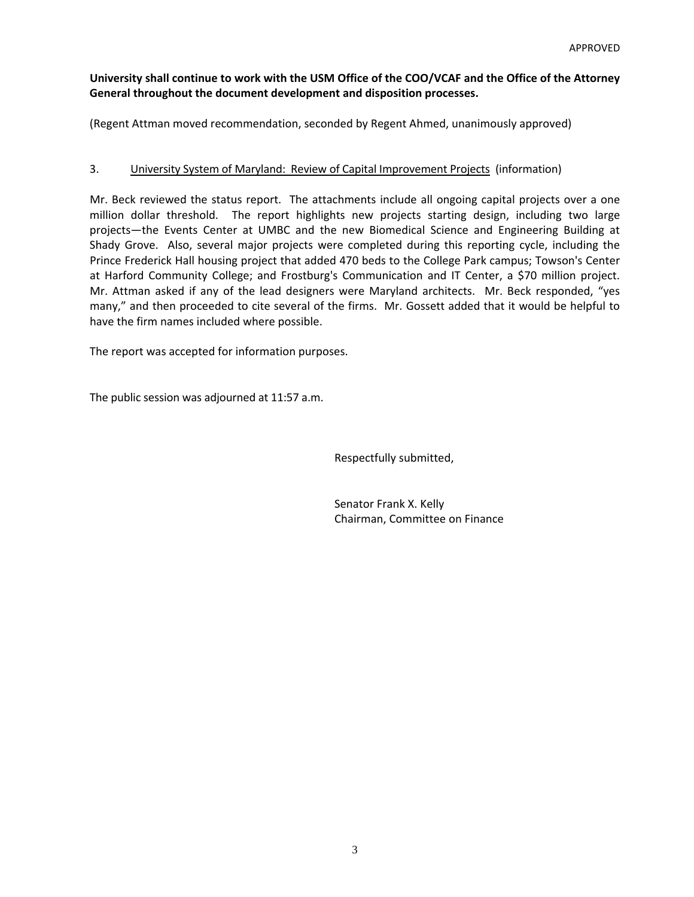APPROVED

**University shall continue to work with the USM Office of the COO/VCAF and the Office of the Attorney General throughout the document development and disposition processes.**

(Regent Attman moved recommendation, seconded by Regent Ahmed, unanimously approved)

3. University System of Maryland: Review of Capital Improvement Projects (information)

Mr. Beck reviewed the status report. The attachments include all ongoing capital projects over a one million dollar threshold. The report highlights new projects starting design, including two large projects—the Events Center at UMBC and the new Biomedical Science and Engineering Building at Shady Grove. Also, several major projects were completed during this reporting cycle, including the Prince Frederick Hall housing project that added 470 beds to the College Park campus; Towson's Center at Harford Community College; and Frostburg's Communication and IT Center, a $70 million project. Mr. Attman asked if any of the lead designers were Maryland architects. Mr. Beck responded, "yes many," and then proceeded to cite several of the firms. Mr. Gossett added that it would be helpful to have the firm names included where possible.

The report was accepted for information purposes.

The public session was adjourned at 11:57 a.m.

Respectfully submitted,

Senator Frank X. Kelly
Chairman, Committee on Finance